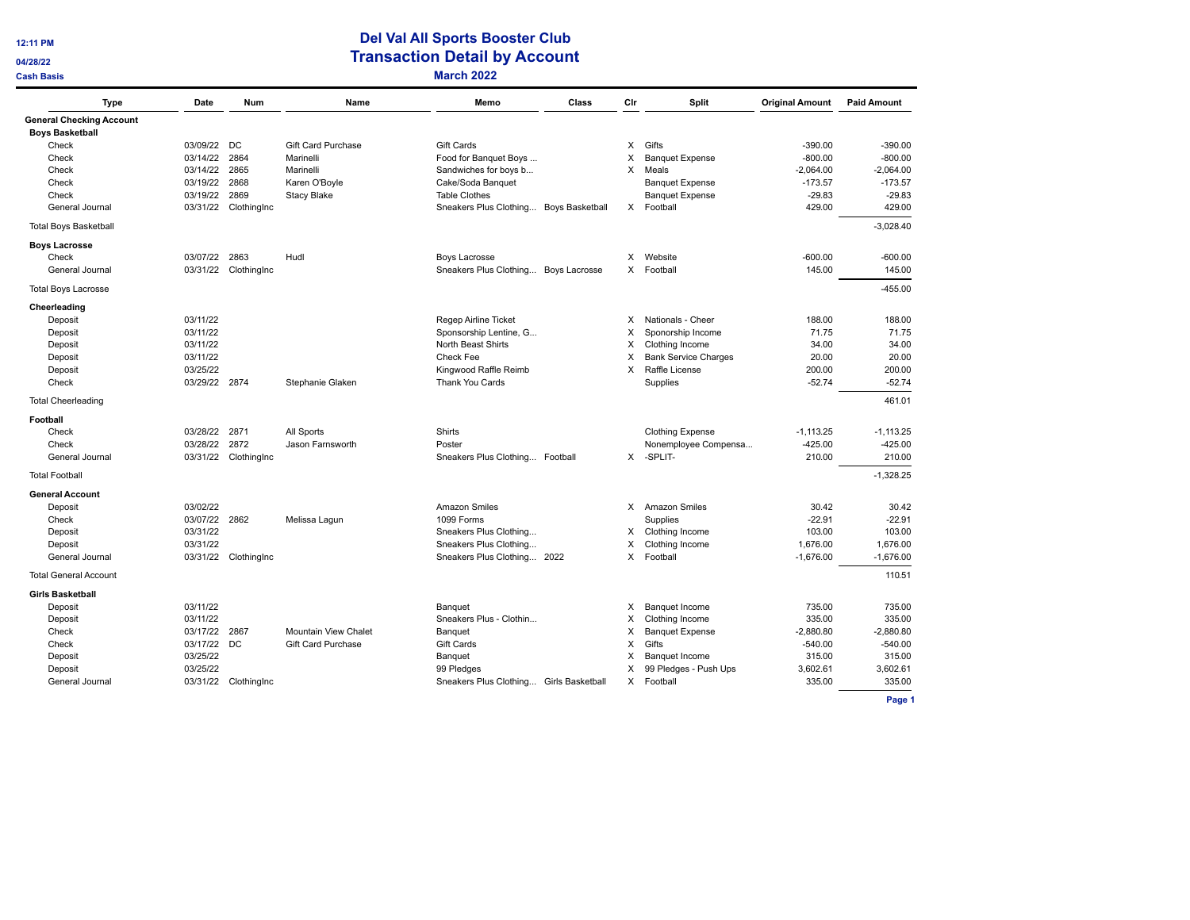# Del Val All Sports Booster Club

## Transaction Detail by Account

### March 2022

12:11 PM
04/28/22
Cash Basis

| Type | Date | Num | Name | Memo | Class | Clr | Split | Original Amount | Paid Amount |
|---|---|---|---|---|---|---|---|---|---|
| **General Checking Account** | | | | | | | | | |
| **Boys Basketball** | | | | | | | | | |
| Check | 03/09/22 | DC | Gift Card Purchase | Gift Cards | | X | Gifts | -390.00 | -390.00 |
| Check | 03/14/22 | 2864 | Marinelli | Food for Banquet Boys ... | | X | Banquet Expense | -800.00 | -800.00 |
| Check | 03/14/22 | 2865 | Marinelli | Sandwiches for boys b... | | X | Meals | -2,064.00 | -2,064.00 |
| Check | 03/19/22 | 2868 | Karen O'Boyle | Cake/Soda Banquet | | | Banquet Expense | -173.57 | -173.57 |
| Check | 03/19/22 | 2869 | Stacy Blake | Table Clothes | | | Banquet Expense | -29.83 | -29.83 |
| General Journal | 03/31/22 | ClothingInc | | Sneakers Plus Clothing... | Boys Basketball | X | Football | 429.00 | 429.00 |
| Total Boys Basketball | | | | | | | | | -3,028.40 |
| **Boys Lacrosse** | | | | | | | | | |
| Check | 03/07/22 | 2863 | Hudl | Boys Lacrosse | | X | Website | -600.00 | -600.00 |
| General Journal | 03/31/22 | ClothingInc | | Sneakers Plus Clothing... | Boys Lacrosse | X | Football | 145.00 | 145.00 |
| Total Boys Lacrosse | | | | | | | | | -455.00 |
| **Cheerleading** | | | | | | | | | |
| Deposit | 03/11/22 | | | Regep Airline Ticket | | X | Nationals - Cheer | 188.00 | 188.00 |
| Deposit | 03/11/22 | | | Sponsorship Lentine, G... | | X | Sponsorship Income | 71.75 | 71.75 |
| Deposit | 03/11/22 | | | North Beast Shirts | | X | Clothing Income | 34.00 | 34.00 |
| Deposit | 03/11/22 | | | Check Fee | | X | Bank Service Charges | 20.00 | 20.00 |
| Deposit | 03/25/22 | | | Kingwood Raffle Reimb | | X | Raffle License | 200.00 | 200.00 |
| Check | 03/29/22 | 2874 | Stephanie Glaken | Thank You Cards | | | Supplies | -52.74 | -52.74 |
| Total Cheerleading | | | | | | | | | 461.01 |
| **Football** | | | | | | | | | |
| Check | 03/28/22 | 2871 | All Sports | Shirts | | | Clothing Expense | -1,113.25 | -1,113.25 |
| Check | 03/28/22 | 2872 | Jason Farnsworth | Poster | | | Nonemployee Compensa... | -425.00 | -425.00 |
| General Journal | 03/31/22 | ClothingInc | | Sneakers Plus Clothing... | Football | X | -SPLIT- | 210.00 | 210.00 |
| Total Football | | | | | | | | | -1,328.25 |
| **General Account** | | | | | | | | | |
| Deposit | 03/02/22 | | | Amazon Smiles | | X | Amazon Smiles | 30.42 | 30.42 |
| Check | 03/07/22 | 2862 | Melissa Lagun | 1099 Forms | | | Supplies | -22.91 | -22.91 |
| Deposit | 03/31/22 | | | Sneakers Plus Clothing... | | X | Clothing Income | 103.00 | 103.00 |
| Deposit | 03/31/22 | | | Sneakers Plus Clothing... | | X | Clothing Income | 1,676.00 | 1,676.00 |
| General Journal | 03/31/22 | ClothingInc | | Sneakers Plus Clothing... | 2022 | X | Football | -1,676.00 | -1,676.00 |
| Total General Account | | | | | | | | | 110.51 |
| **Girls Basketball** | | | | | | | | | |
| Deposit | 03/11/22 | | | Banquet | | X | Banquet Income | 735.00 | 735.00 |
| Deposit | 03/11/22 | | | Sneakers Plus - Clothin... | | X | Clothing Income | 335.00 | 335.00 |
| Check | 03/17/22 | 2867 | Mountain View Chalet | Banquet | | X | Banquet Expense | -2,880.80 | -2,880.80 |
| Check | 03/17/22 | DC | Gift Card Purchase | Gift Cards | | X | Gifts | -540.00 | -540.00 |
| Deposit | 03/25/22 | | | Banquet | | X | Banquet Income | 315.00 | 315.00 |
| Deposit | 03/25/22 | | | 99 Pledges | | X | 99 Pledges - Push Ups | 3,602.61 | 3,602.61 |
| General Journal | 03/31/22 | ClothingInc | | Sneakers Plus Clothing... | Girls Basketball | X | Football | 335.00 | 335.00 |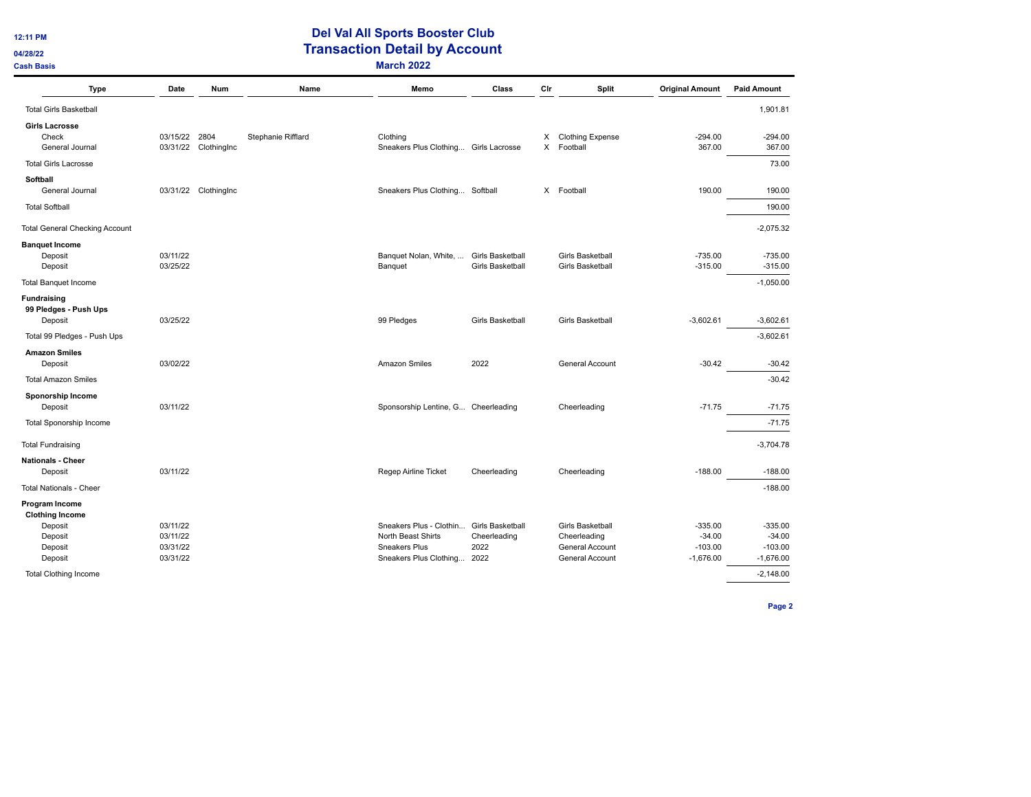# Del Val All Sports Booster Club
## Transaction Detail by Account
### March 2022

12:11 PM
04/28/22
Cash Basis

| Type | Date | Num | Name | Memo | Class | Clr | Split | Original Amount | Paid Amount |
|---|---|---|---|---|---|---|---|---|---|
| Total Girls Basketball | | | | | | | | | 1,901.81 |
| **Girls Lacrosse** | | | | | | | | | |
| Check | 03/15/22 | 2804 | Stephanie Rifflard | Clothing | | X | Clothing Expense | -294.00 | -294.00 |
| General Journal | 03/31/22 | ClothingInc | | Sneakers Plus Clothing... | Girls Lacrosse | X | Football | 367.00 | 367.00 |
| Total Girls Lacrosse | | | | | | | | | 73.00 |
| **Softball** | | | | | | | | | |
| General Journal | 03/31/22 | ClothingInc | | Sneakers Plus Clothing... | Softball | X | Football | 190.00 | 190.00 |
| Total Softball | | | | | | | | | 190.00 |
| Total General Checking Account | | | | | | | | | -2,075.32 |
| **Banquet Income** | | | | | | | | | |
| Deposit | 03/11/22 | | | Banquet Nolan, White, ... | Girls Basketball | | Girls Basketball | -735.00 | -735.00 |
| Deposit | 03/25/22 | | | Banquet | Girls Basketball | | Girls Basketball | -315.00 | -315.00 |
| Total Banquet Income | | | | | | | | | -1,050.00 |
| **Fundraising** | | | | | | | | | |
| **99 Pledges - Push Ups** | | | | | | | | | |
| Deposit | 03/25/22 | | | 99 Pledges | Girls Basketball | | Girls Basketball | -3,602.61 | -3,602.61 |
| Total 99 Pledges - Push Ups | | | | | | | | | -3,602.61 |
| **Amazon Smiles** | | | | | | | | | |
| Deposit | 03/02/22 | | | Amazon Smiles | 2022 | | General Account | -30.42 | -30.42 |
| Total Amazon Smiles | | | | | | | | | -30.42 |
| **Sponorship Income** | | | | | | | | | |
| Deposit | 03/11/22 | | | Sponsorship Lentine, G... | Cheerleading | | Cheerleading | -71.75 | -71.75 |
| Total Sponorship Income | | | | | | | | | -71.75 |
| Total Fundraising | | | | | | | | | -3,704.78 |
| **Nationals - Cheer** | | | | | | | | | |
| Deposit | 03/11/22 | | | Regep Airline Ticket | Cheerleading | | Cheerleading | -188.00 | -188.00 |
| Total Nationals - Cheer | | | | | | | | | -188.00 |
| **Program Income** | | | | | | | | | |
| **Clothing Income** | | | | | | | | | |
| Deposit | 03/11/22 | | | Sneakers Plus - Clothin... | Girls Basketball | | Girls Basketball | -335.00 | -335.00 |
| Deposit | 03/11/22 | | | North Beast Shirts | Cheerleading | | Cheerleading | -34.00 | -34.00 |
| Deposit | 03/31/22 | | | Sneakers Plus | 2022 | | General Account | -103.00 | -103.00 |
| Deposit | 03/31/22 | | | Sneakers Plus Clothing... | 2022 | | General Account | -1,676.00 | -1,676.00 |
| Total Clothing Income | | | | | | | | | -2,148.00 |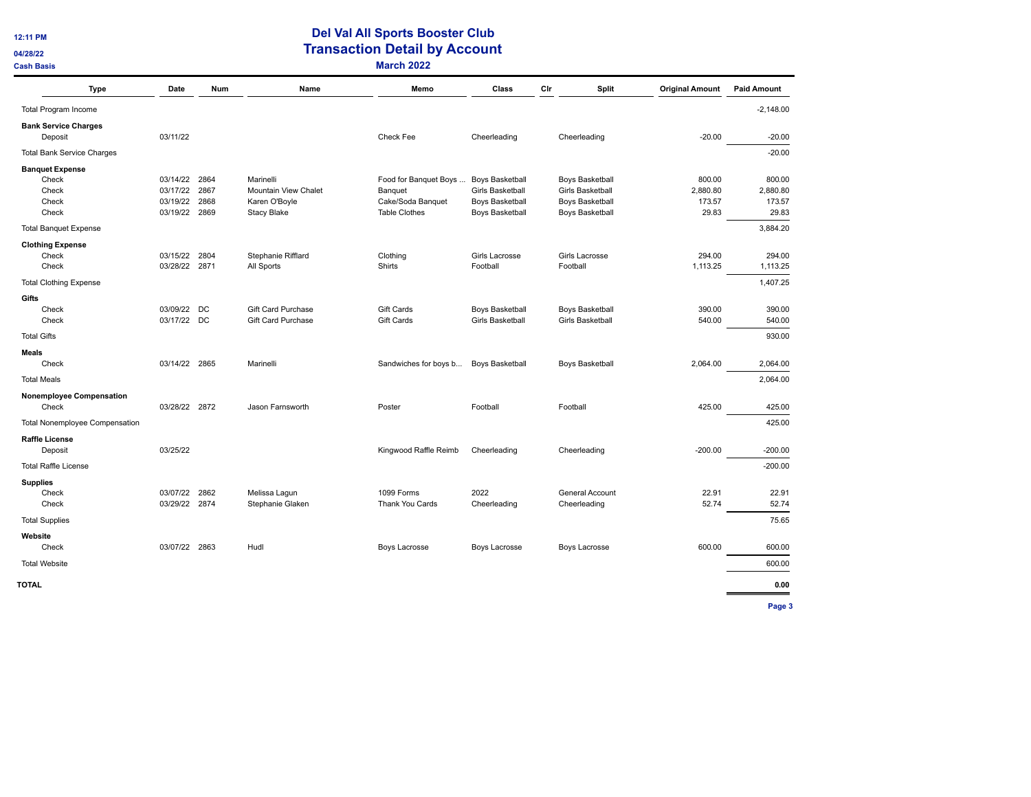# Del Val All Sports Booster Club

## Transaction Detail by Account

### March 2022

12:11 PM
04/28/22
Cash Basis

| Type | Date | Num | Name | Memo | Class | Clr | Split | Original Amount | Paid Amount |
|---|---|---|---|---|---|---|---|---|---|
| Total Program Income | | | | | | | | | -2,148.00 |
| **Bank Service Charges** | | | | | | | | | |
| Deposit | 03/11/22 | | | Check Fee | Cheerleading | | Cheerleading | -20.00 | -20.00 |
| Total Bank Service Charges | | | | | | | | | -20.00 |
| **Banquet Expense** | | | | | | | | | |
| Check | 03/14/22 | 2864 | Marinelli | Food for Banquet Boys ... | Boys Basketball | | Boys Basketball | 800.00 | 800.00 |
| Check | 03/17/22 | 2867 | Mountain View Chalet | Banquet | Girls Basketball | | Girls Basketball | 2,880.80 | 2,880.80 |
| Check | 03/19/22 | 2868 | Karen O'Boyle | Cake/Soda Banquet | Boys Basketball | | Boys Basketball | 173.57 | 173.57 |
| Check | 03/19/22 | 2869 | Stacy Blake | Table Clothes | Boys Basketball | | Boys Basketball | 29.83 | 29.83 |
| Total Banquet Expense | | | | | | | | | 3,884.20 |
| **Clothing Expense** | | | | | | | | | |
| Check | 03/15/22 | 2804 | Stephanie Rifflard | Clothing | Girls Lacrosse | | Girls Lacrosse | 294.00 | 294.00 |
| Check | 03/28/22 | 2871 | All Sports | Shirts | Football | | Football | 1,113.25 | 1,113.25 |
| Total Clothing Expense | | | | | | | | | 1,407.25 |
| **Gifts** | | | | | | | | | |
| Check | 03/09/22 | DC | Gift Card Purchase | Gift Cards | Boys Basketball | | Boys Basketball | 390.00 | 390.00 |
| Check | 03/17/22 | DC | Gift Card Purchase | Gift Cards | Girls Basketball | | Girls Basketball | 540.00 | 540.00 |
| Total Gifts | | | | | | | | | 930.00 |
| **Meals** | | | | | | | | | |
| Check | 03/14/22 | 2865 | Marinelli | Sandwiches for boys b... | Boys Basketball | | Boys Basketball | 2,064.00 | 2,064.00 |
| Total Meals | | | | | | | | | 2,064.00 |
| **Nonemployee Compensation** | | | | | | | | | |
| Check | 03/28/22 | 2872 | Jason Farnsworth | Poster | Football | | Football | 425.00 | 425.00 |
| Total Nonemployee Compensation | | | | | | | | | 425.00 |
| **Raffle License** | | | | | | | | | |
| Deposit | 03/25/22 | | | Kingwood Raffle Reimb | Cheerleading | | Cheerleading | -200.00 | -200.00 |
| Total Raffle License | | | | | | | | | -200.00 |
| **Supplies** | | | | | | | | | |
| Check | 03/07/22 | 2862 | Melissa Lagun | 1099 Forms | 2022 | | General Account | 22.91 | 22.91 |
| Check | 03/29/22 | 2874 | Stephanie Glaken | Thank You Cards | Cheerleading | | Cheerleading | 52.74 | 52.74 |
| Total Supplies | | | | | | | | | 75.65 |
| **Website** | | | | | | | | | |
| Check | 03/07/22 | 2863 | Hudl | Boys Lacrosse | Boys Lacrosse | | Boys Lacrosse | 600.00 | 600.00 |
| Total Website | | | | | | | | | 600.00 |
| **TOTAL** | | | | | | | | | **0.00** |